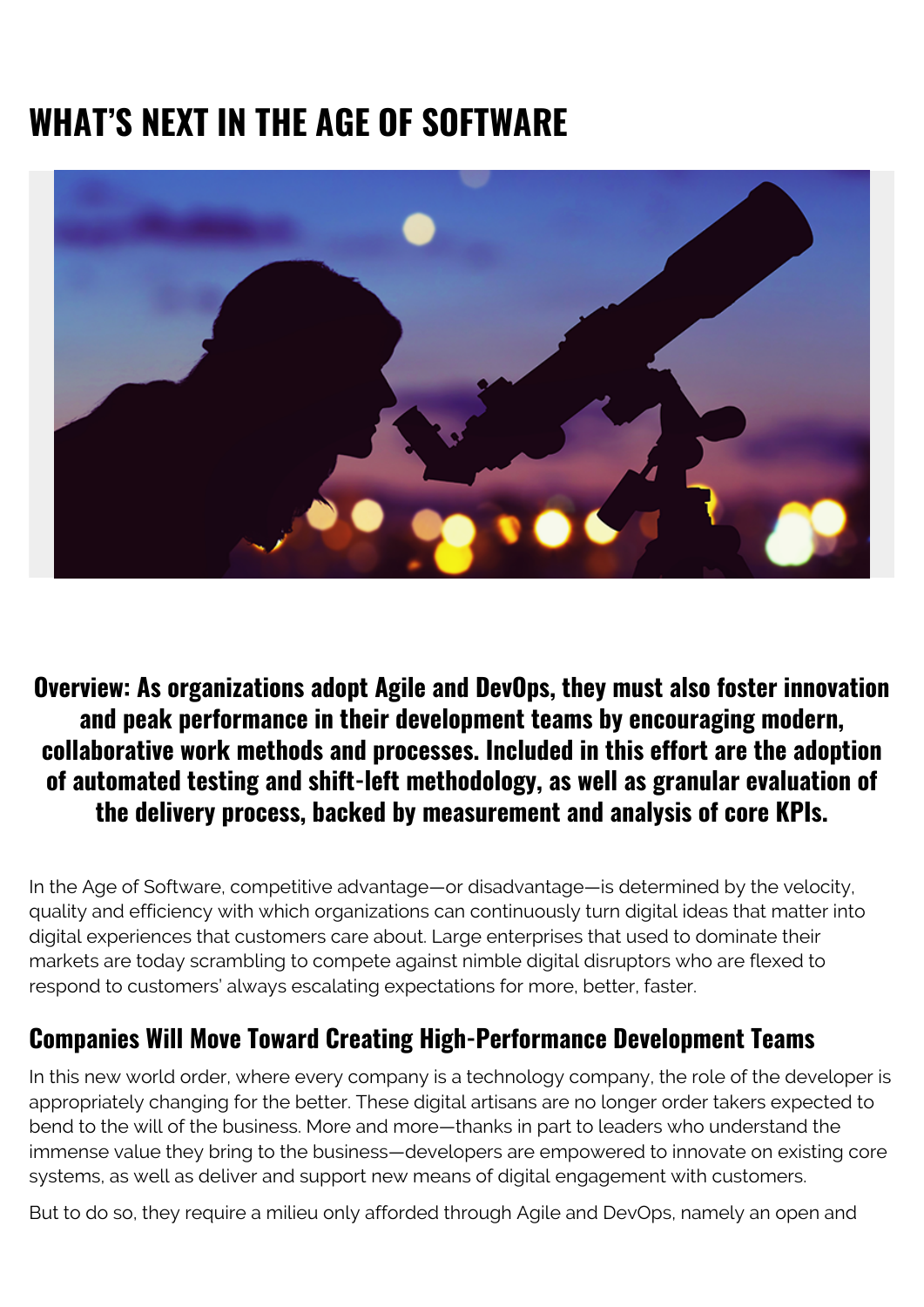# WHAT'S NEXT IN THE AGE OF SOFTWARE

**Overview: As organizations adopt Agile and DevOps, they must also foster innovation and peak performance in their development teams by encouraging modern, collaborative work methods and processes. Included in this effort are the adoption of automated testing and shift-left methodology, as well as granular evaluation of the delivery process, backed by measurement and analysis of core KPIs.**

In the Age of Software, competitive advantage—or disadvantage—is determined by the velocity, quality and efficiency with which organizations can continuously turn digital ideas that matter into digital experiences that customers care about. Large enterprises that used to dominate their markets are today scrambling to compete against nimble digital disruptors who are flexed to respond to customers' always escalating expectations for more, better, faster.

## Companies Will Move Toward Creating High-Performance Development Teams

In this new world order, where every company is a technology company, the role of the developer is appropriately changing for the better. These digital artisans are no longer order takers expected to bend to the will of the business. More and more—thanks in part to leaders who understand the immense value they bring to the business—developers are empowered to innovate on existing core systems, as well as deliver and support new means of digital engagement with customers.

But to do so, they require a milieu only afforded through Agile and DevOps, namely an open and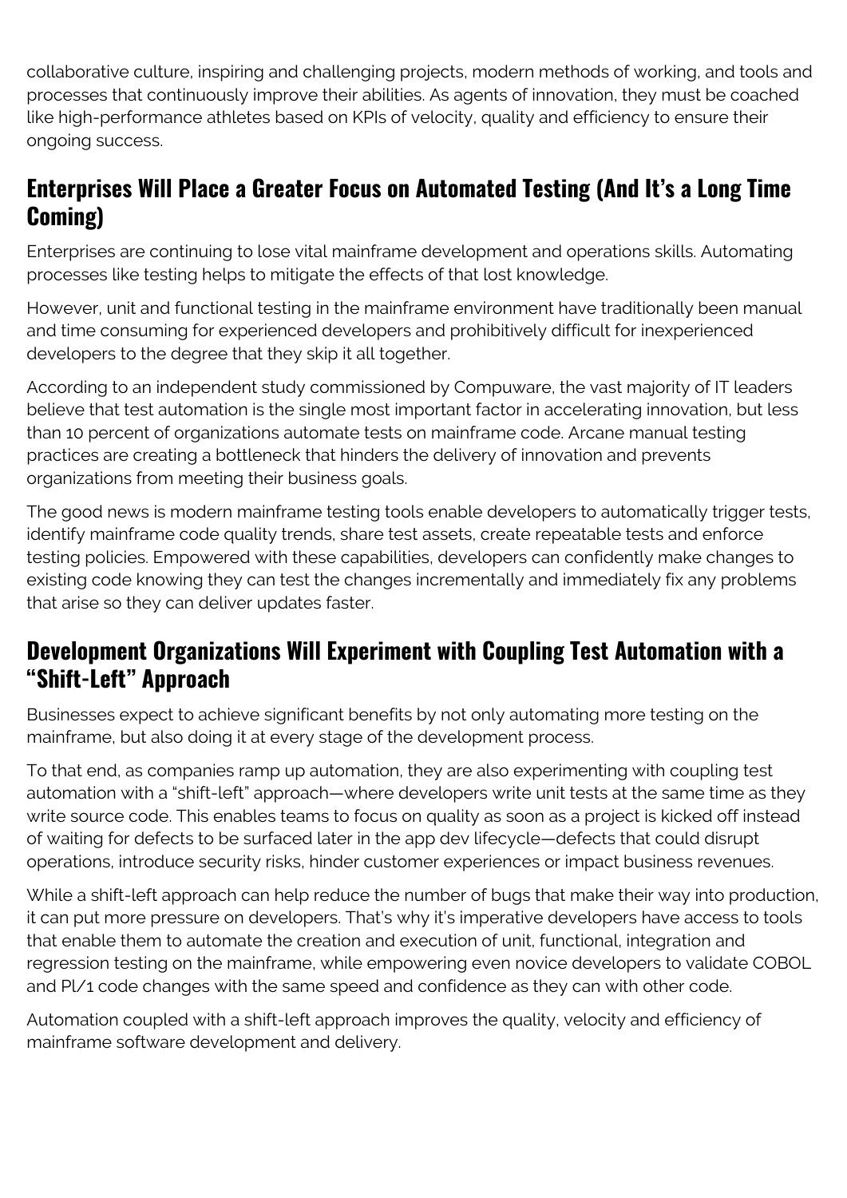collaborative culture, inspiring and challenging projects, modern methods of working, and tools and processes that continuously improve their abilities. As agents of innovation, they must be coached like high-performance athletes based on KPIs of velocity, quality and efficiency to ensure their ongoing success.

## Enterprises Will Place a Greater Focus on Automated Testing (And It's a Long Time Coming)

Enterprises are continuing to lose vital mainframe development and operations skills. Automating processes like testing helps to mitigate the effects of that lost knowledge.

However, unit and functional testing in the mainframe environment have traditionally been manual and time consuming for experienced developers and prohibitively difficult for inexperienced developers to the degree that they skip it all together.

According to an independent study commissioned by Compuware, the vast majority of IT leaders believe that test automation is the single most important factor in accelerating innovation, but less than 10 percent of organizations automate tests on mainframe code. Arcane manual testing practices are creating a bottleneck that hinders the delivery of innovation and prevents organizations from meeting their business goals.

The good news is modern mainframe testing tools enable developers to automatically trigger tests, identify mainframe code quality trends, share test assets, create repeatable tests and enforce testing policies. Empowered with these capabilities, developers can confidently make changes to existing code knowing they can test the changes incrementally and immediately fix any problems that arise so they can deliver updates faster.

## Development Organizations Will Experiment with Coupling Test Automation with a "Shift-Left" Approach

Businesses expect to achieve significant benefits by not only automating more testing on the mainframe, but also doing it at every stage of the development process.

To that end, as companies ramp up automation, they are also experimenting with coupling test automation with a "shift-left" approach—where developers write unit tests at the same time as they write source code. This enables teams to focus on quality as soon as a project is kicked off instead of waiting for defects to be surfaced later in the app dev lifecycle—defects that could disrupt operations, introduce security risks, hinder customer experiences or impact business revenues.

While a shift-left approach can help reduce the number of bugs that make their way into production, it can put more pressure on developers. That's why it's imperative developers have access to tools that enable them to automate the creation and execution of unit, functional, integration and regression testing on the mainframe, while empowering even novice developers to validate COBOL and Pl/1 code changes with the same speed and confidence as they can with other code.

Automation coupled with a shift-left approach improves the quality, velocity and efficiency of mainframe software development and delivery.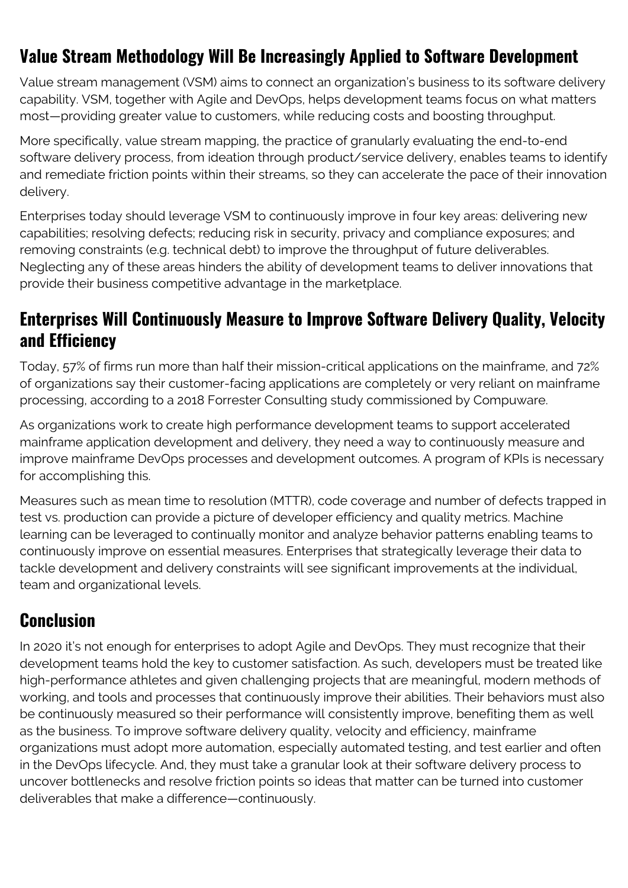## Value Stream Methodology Will Be Increasingly Applied to Software Development

Value stream management (VSM) aims to connect an organization's business to its software delivery capability. VSM, together with Agile and DevOps, helps development teams focus on what matters most—providing greater value to customers, while reducing costs and boosting throughput.

More specifically, value stream mapping, the practice of granularly evaluating the end-to-end software delivery process, from ideation through product/service delivery, enables teams to identify and remediate friction points within their streams, so they can accelerate the pace of their innovation delivery.

Enterprises today should leverage VSM to continuously improve in four key areas: delivering new capabilities; resolving defects; reducing risk in security, privacy and compliance exposures; and removing constraints (e.g. technical debt) to improve the throughput of future deliverables. Neglecting any of these areas hinders the ability of development teams to deliver innovations that provide their business competitive advantage in the marketplace.

## Enterprises Will Continuously Measure to Improve Software Delivery Quality, Velocity and Efficiency

Today, 57% of firms run more than half their mission-critical applications on the mainframe, and 72% of organizations say their customer-facing applications are completely or very reliant on mainframe processing, according to a 2018 Forrester Consulting study commissioned by Compuware.

As organizations work to create high performance development teams to support accelerated mainframe application development and delivery, they need a way to continuously measure and improve mainframe DevOps processes and development outcomes. A program of KPIs is necessary for accomplishing this.

Measures such as mean time to resolution (MTTR), code coverage and number of defects trapped in test vs. production can provide a picture of developer efficiency and quality metrics. Machine learning can be leveraged to continually monitor and analyze behavior patterns enabling teams to continuously improve on essential measures. Enterprises that strategically leverage their data to tackle development and delivery constraints will see significant improvements at the individual, team and organizational levels.

## Conclusion

In 2020 it's not enough for enterprises to adopt Agile and DevOps. They must recognize that their development teams hold the key to customer satisfaction. As such, developers must be treated like high-performance athletes and given challenging projects that are meaningful, modern methods of working, and tools and processes that continuously improve their abilities. Their behaviors must also be continuously measured so their performance will consistently improve, benefiting them as well as the business. To improve software delivery quality, velocity and efficiency, mainframe organizations must adopt more automation, especially automated testing, and test earlier and often in the DevOps lifecycle. And, they must take a granular look at their software delivery process to uncover bottlenecks and resolve friction points so ideas that matter can be turned into customer deliverables that make a difference—continuously.